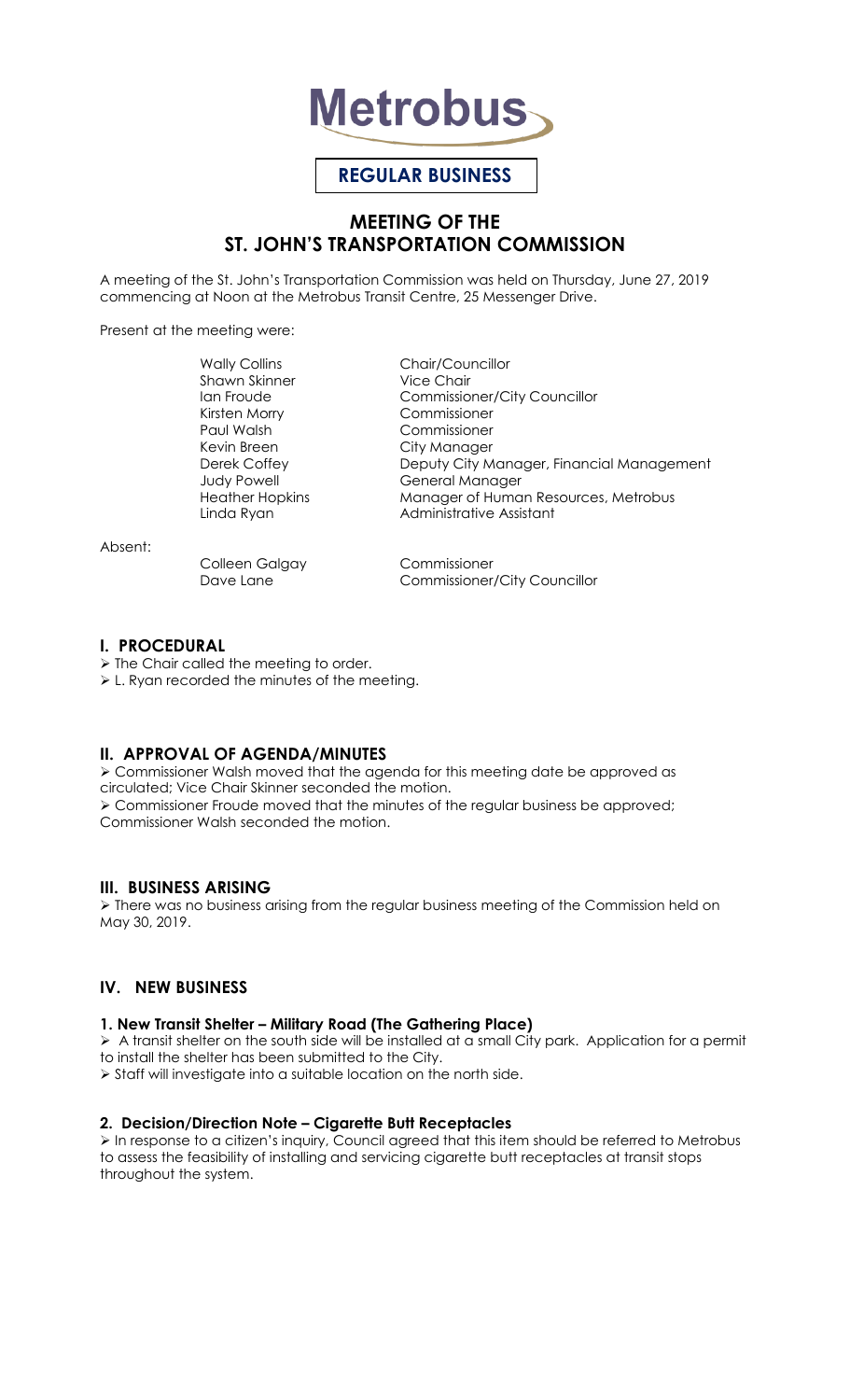**Metrobus**

**REGULAR BUSINESS**

# MEETING OF THE ST. JOHN'S TRANSPORTATION COMMISSION

A meeting of the St. John's Transportation Commission was held on Thursday, June 27, 2019 commencing at Noon at the Metrobus Transit Centre, 25 Messenger Drive.

Present at the meeting were:

| | |
|---|---|
| Wally Collins | Chair/Councillor |
| Shawn Skinner | Vice Chair |
| Ian Froude | Commissioner/City Councillor |
| Kirsten Morry | Commissioner |
| Paul Walsh | Commissioner |
| Kevin Breen | City Manager |
| Derek Coffey | Deputy City Manager, Financial Management |
| Judy Powell | General Manager |
| Heather Hopkins | Manager of Human Resources, Metrobus |
| Linda Ryan | Administrative Assistant |

Absent:

| | |
|---|---|
| Colleen Galgay | Commissioner |
| Dave Lane | Commissioner/City Councillor |

## I. PROCEDURAL

- The Chair called the meeting to order.
- L. Ryan recorded the minutes of the meeting.

## II. APPROVAL OF AGENDA/MINUTES

- Commissioner Walsh moved that the agenda for this meeting date be approved as circulated; Vice Chair Skinner seconded the motion.
- Commissioner Froude moved that the minutes of the regular business be approved; Commissioner Walsh seconded the motion.

## III. BUSINESS ARISING

- There was no business arising from the regular business meeting of the Commission held on May 30, 2019.

## IV. NEW BUSINESS

### 1. New Transit Shelter – Military Road (The Gathering Place)

- A transit shelter on the south side will be installed at a small City park. Application for a permit to install the shelter has been submitted to the City.
- Staff will investigate into a suitable location on the north side.

### 2. Decision/Direction Note – Cigarette Butt Receptacles

- In response to a citizen's inquiry, Council agreed that this item should be referred to Metrobus to assess the feasibility of installing and servicing cigarette butt receptacles at transit stops throughout the system.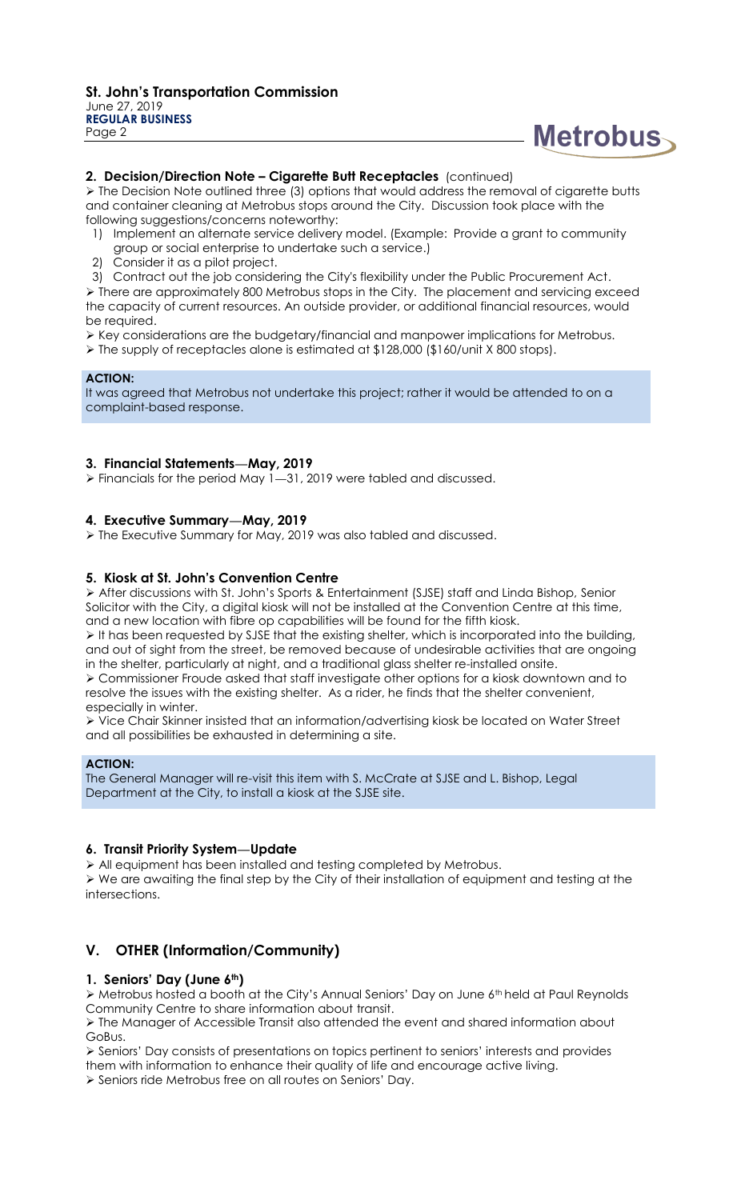**2. Decision/Direction Note – Cigarette Butt Receptacles** (continued)

- The Decision Note outlined three (3) options that would address the removal of cigarette butts and container cleaning at Metrobus stops around the City. Discussion took place with the following suggestions/concerns noteworthy:
  1) Implement an alternate service delivery model. (Example: Provide a grant to community group or social enterprise to undertake such a service.)
  2) Consider it as a pilot project.
  3) Contract out the job considering the City's flexibility under the Public Procurement Act.
- There are approximately 800 Metrobus stops in the City. The placement and servicing exceed the capacity of current resources. An outside provider, or additional financial resources, would be required.
- Key considerations are the budgetary/financial and manpower implications for Metrobus.
- The supply of receptacles alone is estimated at $128,000 ($160/unit X 800 stops).

**ACTION:**
It was agreed that Metrobus not undertake this project; rather it would be attended to on a complaint-based response.

**3. Financial Statements—May, 2019**

- Financials for the period May 1—31, 2019 were tabled and discussed.

**4. Executive Summary—May, 2019**

- The Executive Summary for May, 2019 was also tabled and discussed.

**5. Kiosk at St. John's Convention Centre**

- After discussions with St. John's Sports & Entertainment (SJSE) staff and Linda Bishop, Senior Solicitor with the City, a digital kiosk will not be installed at the Convention Centre at this time, and a new location with fibre op capabilities will be found for the fifth kiosk.
- It has been requested by SJSE that the existing shelter, which is incorporated into the building, and out of sight from the street, be removed because of undesirable activities that are ongoing in the shelter, particularly at night, and a traditional glass shelter re-installed onsite.
- Commissioner Froude asked that staff investigate other options for a kiosk downtown and to resolve the issues with the existing shelter. As a rider, he finds that the shelter convenient, especially in winter.
- Vice Chair Skinner insisted that an information/advertising kiosk be located on Water Street and all possibilities be exhausted in determining a site.

**ACTION:**
The General Manager will re-visit this item with S. McCrate at SJSE and L. Bishop, Legal Department at the City, to install a kiosk at the SJSE site.

**6. Transit Priority System—Update**

- All equipment has been installed and testing completed by Metrobus.
- We are awaiting the final step by the City of their installation of equipment and testing at the intersections.

## V. OTHER (Information/Community)

**1. Seniors' Day (June 6th)**

- Metrobus hosted a booth at the City's Annual Seniors' Day on June 6th held at Paul Reynolds Community Centre to share information about transit.
- The Manager of Accessible Transit also attended the event and shared information about GoBus.
- Seniors' Day consists of presentations on topics pertinent to seniors' interests and provides them with information to enhance their quality of life and encourage active living.
- Seniors ride Metrobus free on all routes on Seniors' Day.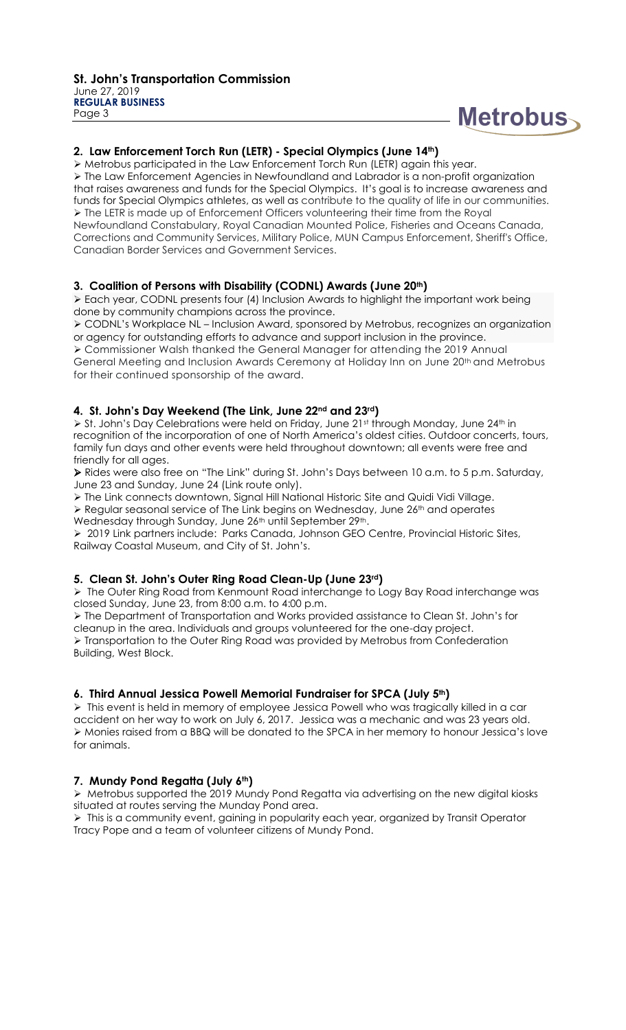## 2. Law Enforcement Torch Run (LETR) - Special Olympics (June 14th)

- Metrobus participated in the Law Enforcement Torch Run (LETR) again this year.
- The Law Enforcement Agencies in Newfoundland and Labrador is a non-profit organization that raises awareness and funds for the Special Olympics. It's goal is to increase awareness and funds for Special Olympics athletes, as well as contribute to the quality of life in our communities.
- The LETR is made up of Enforcement Officers volunteering their time from the Royal Newfoundland Constabulary, Royal Canadian Mounted Police, Fisheries and Oceans Canada, Corrections and Community Services, Military Police, MUN Campus Enforcement, Sheriff's Office, Canadian Border Services and Government Services.

## 3. Coalition of Persons with Disability (CODNL) Awards (June 20th)

- Each year, CODNL presents four (4) Inclusion Awards to highlight the important work being done by community champions across the province.
- CODNL's Workplace NL – Inclusion Award, sponsored by Metrobus, recognizes an organization or agency for outstanding efforts to advance and support inclusion in the province.
- Commissioner Walsh thanked the General Manager for attending the 2019 Annual General Meeting and Inclusion Awards Ceremony at Holiday Inn on June 20th and Metrobus for their continued sponsorship of the award.

## 4. St. John's Day Weekend (The Link, June 22nd and 23rd)

- St. John's Day Celebrations were held on Friday, June 21st through Monday, June 24th in recognition of the incorporation of one of North America's oldest cities. Outdoor concerts, tours, family fun days and other events were held throughout downtown; all events were free and friendly for all ages.
- Rides were also free on "The Link" during St. John's Days between 10 a.m. to 5 p.m. Saturday, June 23 and Sunday, June 24 (Link route only).
- The Link connects downtown, Signal Hill National Historic Site and Quidi Vidi Village.
- Regular seasonal service of The Link begins on Wednesday, June 26th and operates Wednesday through Sunday, June 26th until September 29th.
- 2019 Link partners include: Parks Canada, Johnson GEO Centre, Provincial Historic Sites, Railway Coastal Museum, and City of St. John's.

## 5. Clean St. John's Outer Ring Road Clean-Up (June 23rd)

- The Outer Ring Road from Kenmount Road interchange to Logy Bay Road interchange was closed Sunday, June 23, from 8:00 a.m. to 4:00 p.m.
- The Department of Transportation and Works provided assistance to Clean St. John's for cleanup in the area. Individuals and groups volunteered for the one-day project.
- Transportation to the Outer Ring Road was provided by Metrobus from Confederation Building, West Block.

## 6. Third Annual Jessica Powell Memorial Fundraiser for SPCA (July 5th)

- This event is held in memory of employee Jessica Powell who was tragically killed in a car accident on her way to work on July 6, 2017. Jessica was a mechanic and was 23 years old.
- Monies raised from a BBQ will be donated to the SPCA in her memory to honour Jessica's love for animals.

## 7. Mundy Pond Regatta (July 6th)

- Metrobus supported the 2019 Mundy Pond Regatta via advertising on the new digital kiosks situated at routes serving the Munday Pond area.
- This is a community event, gaining in popularity each year, organized by Transit Operator Tracy Pope and a team of volunteer citizens of Mundy Pond.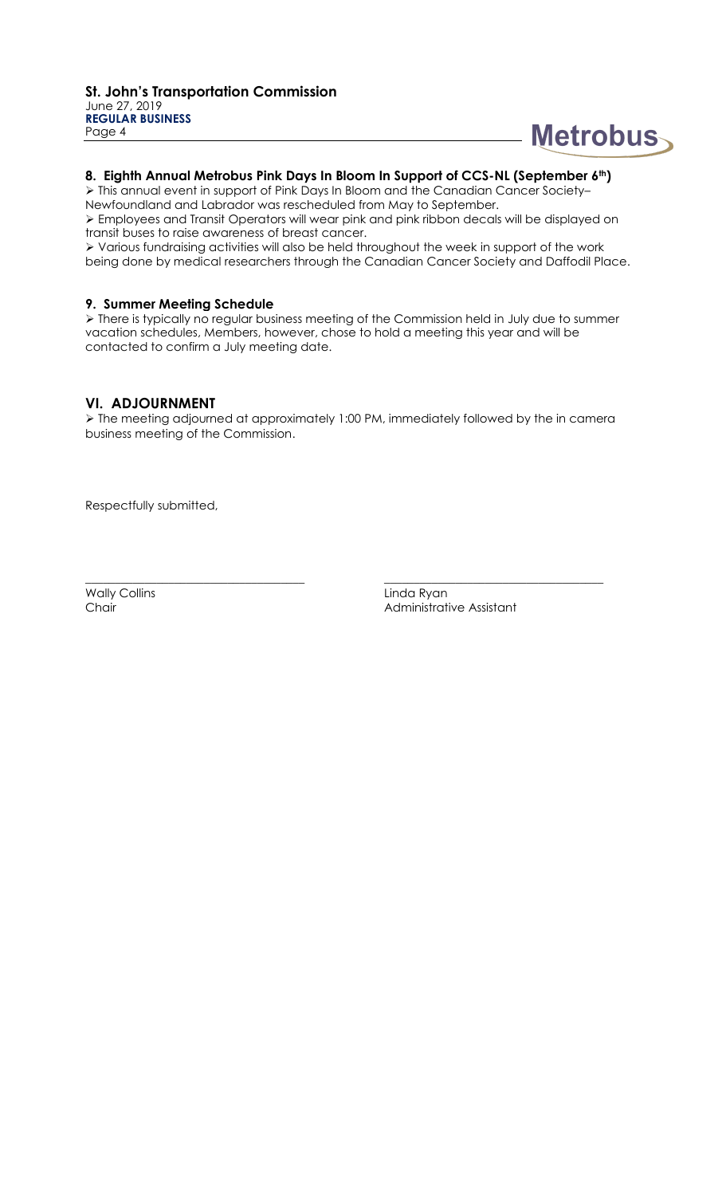### 8. Eighth Annual Metrobus Pink Days In Bloom In Support of CCS-NL (September 6th)

- This annual event in support of Pink Days In Bloom and the Canadian Cancer Society–Newfoundland and Labrador was rescheduled from May to September.
- Employees and Transit Operators will wear pink and pink ribbon decals will be displayed on transit buses to raise awareness of breast cancer.
- Various fundraising activities will also be held throughout the week in support of the work being done by medical researchers through the Canadian Cancer Society and Daffodil Place.

### 9. Summer Meeting Schedule

- There is typically no regular business meeting of the Commission held in July due to summer vacation schedules, Members, however, chose to hold a meeting this year and will be contacted to confirm a July meeting date.

## VI. ADJOURNMENT

- The meeting adjourned at approximately 1:00 PM, immediately followed by the in camera business meeting of the Commission.

Respectfully submitted,

| | |
|---|---|
| \_\_\_\_\_\_\_\_\_\_\_\_\_\_\_\_\_\_\_\_\_\_\_\_\_\_\_\_\_\_ | \_\_\_\_\_\_\_\_\_\_\_\_\_\_\_\_\_\_\_\_\_\_\_\_\_\_\_\_\_\_ |
| Wally Collins | Linda Ryan |
| Chair | Administrative Assistant |